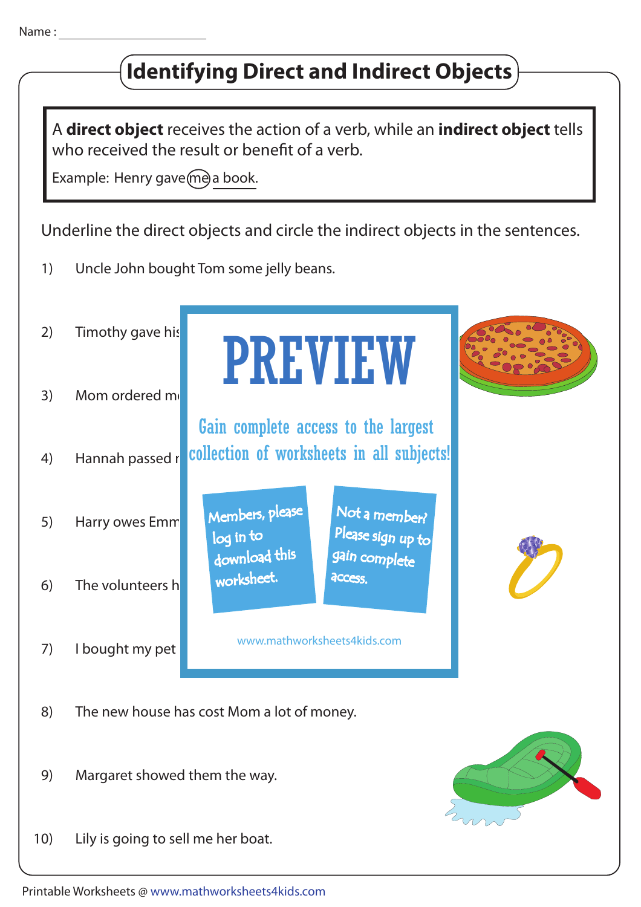Name : ____________________

# Identifying Direct and Indirect Objects

A **direct object** receives the action of a verb, while an **indirect object** tells who received the result or benefit of a verb.

Example: Henry gave (me) a book.

Underline the direct objects and circle the indirect objects in the sentences.

1) Uncle John bought Tom some jelly beans.

2) Timothy gave his

3) Mom ordered m

4) Hannah passed r

5) Harry owes Emm

6) The volunteers h

7) I bought my pet

8) The new house has cost Mom a lot of money.

9) Margaret showed them the way.

10) Lily is going to sell me her boat.

PREVIEW

Gain complete access to the largest collection of worksheets in all subjects!

Members, please log in to download this worksheet.

Not a member? Please sign up to gain complete access.

www.mathworksheets4kids.com

Printable Worksheets @ www.mathworksheets4kids.com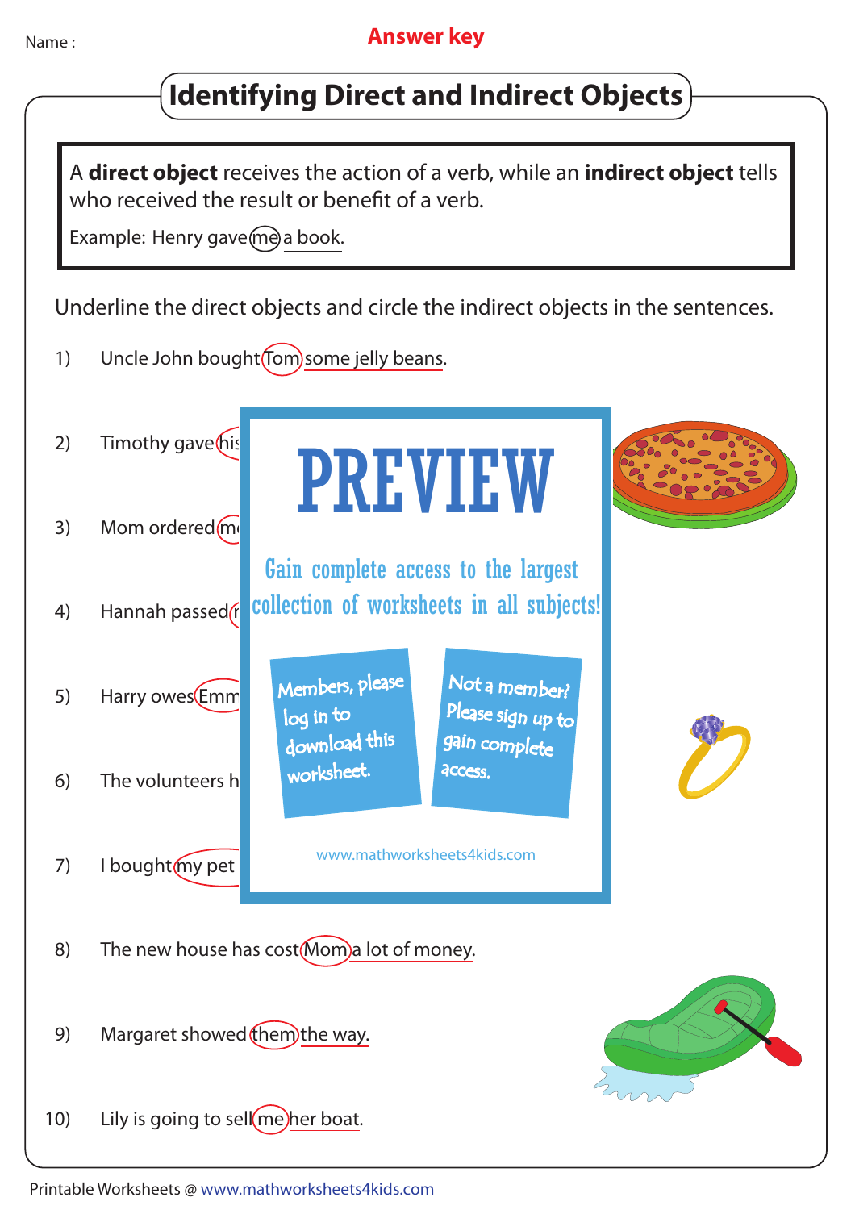Name : ______________________

**Answer key**

# Identifying Direct and Indirect Objects

A **direct object** receives the action of a verb, while an **indirect object** tells who received the result or benefit of a verb.

Example: Henry gave (me) a book.

Underline the direct objects and circle the indirect objects in the sentences.

1) Uncle John bought (Tom) some jelly beans.

2) Timothy gave (his

3) Mom ordered (m

4) Hannah passed (r

5) Harry owes (Emm

6) The volunteers h

7) I bought (my pet

8) The new house has cost (Mom) a lot of money.

9) Margaret showed (them) the way.

10) Lily is going to sell (me) her boat.

PREVIEW

Gain complete access to the largest collection of worksheets in all subjects!

Members, please log in to download this worksheet.

Not a member? Please sign up to gain complete access.

www.mathworksheets4kids.com

Printable Worksheets @ www.mathworksheets4kids.com